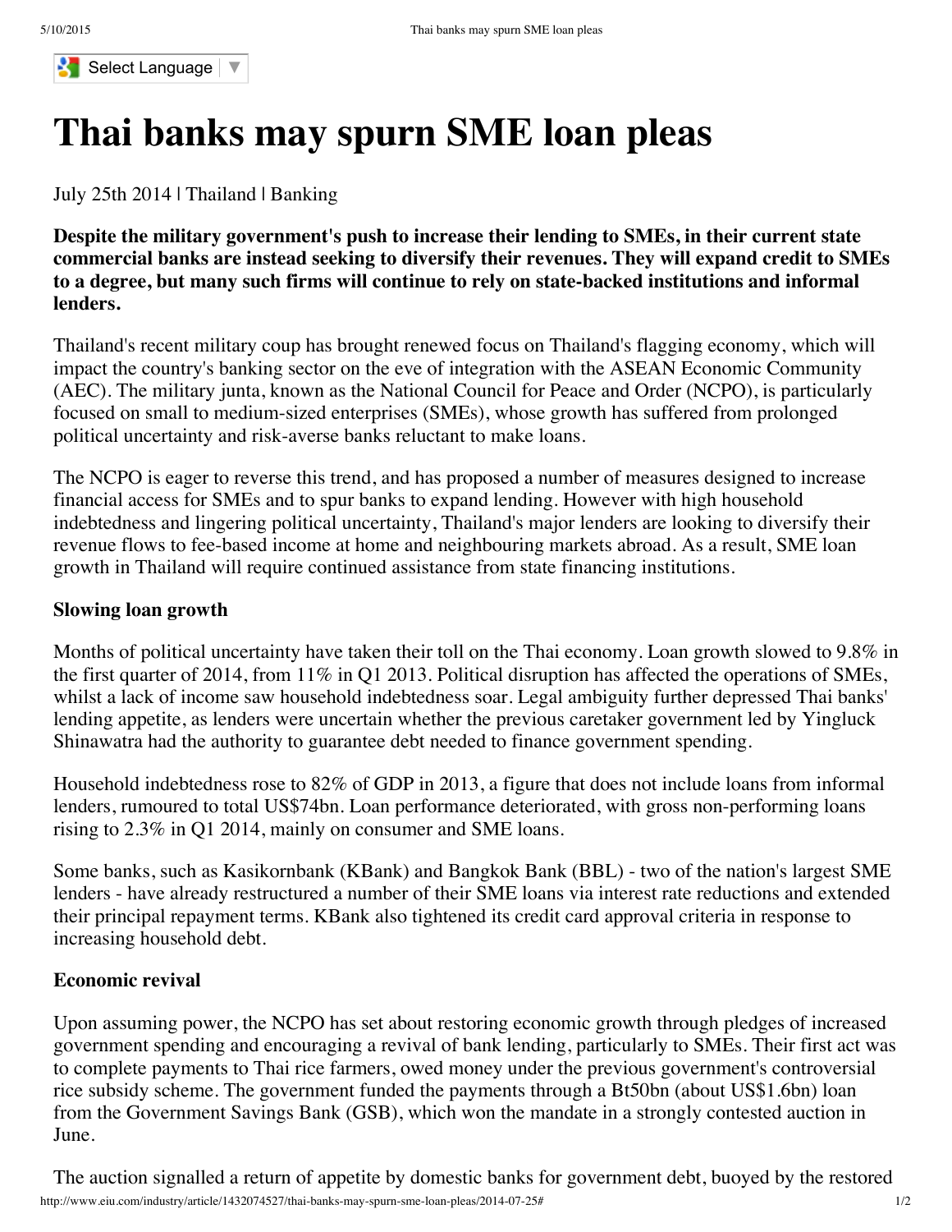# Thai banks may spurn SME loan pleas

July 25th 2014 | Thailand | Banking

**Despite the military government's push to increase their lending to SMEs, in their current state commercial banks are instead seeking to diversify their revenues. They will expand credit to SMEs to a degree, but many such firms will continue to rely on state-backed institutions and informal lenders.**

Thailand's recent military coup has brought renewed focus on Thailand's flagging economy, which will impact the country's banking sector on the eve of integration with the ASEAN Economic Community (AEC). The military junta, known as the National Council for Peace and Order (NCPO), is particularly focused on small to medium-sized enterprises (SMEs), whose growth has suffered from prolonged political uncertainty and risk-averse banks reluctant to make loans.

The NCPO is eager to reverse this trend, and has proposed a number of measures designed to increase financial access for SMEs and to spur banks to expand lending. However with high household indebtedness and lingering political uncertainty, Thailand's major lenders are looking to diversify their revenue flows to fee-based income at home and neighbouring markets abroad. As a result, SME loan growth in Thailand will require continued assistance from state financing institutions.

### Slowing loan growth

Months of political uncertainty have taken their toll on the Thai economy. Loan growth slowed to 9.8% in the first quarter of 2014, from 11% in Q1 2013. Political disruption has affected the operations of SMEs, whilst a lack of income saw household indebtedness soar. Legal ambiguity further depressed Thai banks' lending appetite, as lenders were uncertain whether the previous caretaker government led by Yingluck Shinawatra had the authority to guarantee debt needed to finance government spending.

Household indebtedness rose to 82% of GDP in 2013, a figure that does not include loans from informal lenders, rumoured to total US$74bn. Loan performance deteriorated, with gross non-performing loans rising to 2.3% in Q1 2014, mainly on consumer and SME loans.

Some banks, such as Kasikornbank (KBank) and Bangkok Bank (BBL) - two of the nation's largest SME lenders - have already restructured a number of their SME loans via interest rate reductions and extended their principal repayment terms. KBank also tightened its credit card approval criteria in response to increasing household debt.

### Economic revival

Upon assuming power, the NCPO has set about restoring economic growth through pledges of increased government spending and encouraging a revival of bank lending, particularly to SMEs. Their first act was to complete payments to Thai rice farmers, owed money under the previous government's controversial rice subsidy scheme. The government funded the payments through a Bt50bn (about US$1.6bn) loan from the Government Savings Bank (GSB), which won the mandate in a strongly contested auction in June.

The auction signalled a return of appetite by domestic banks for government debt, buoyed by the restored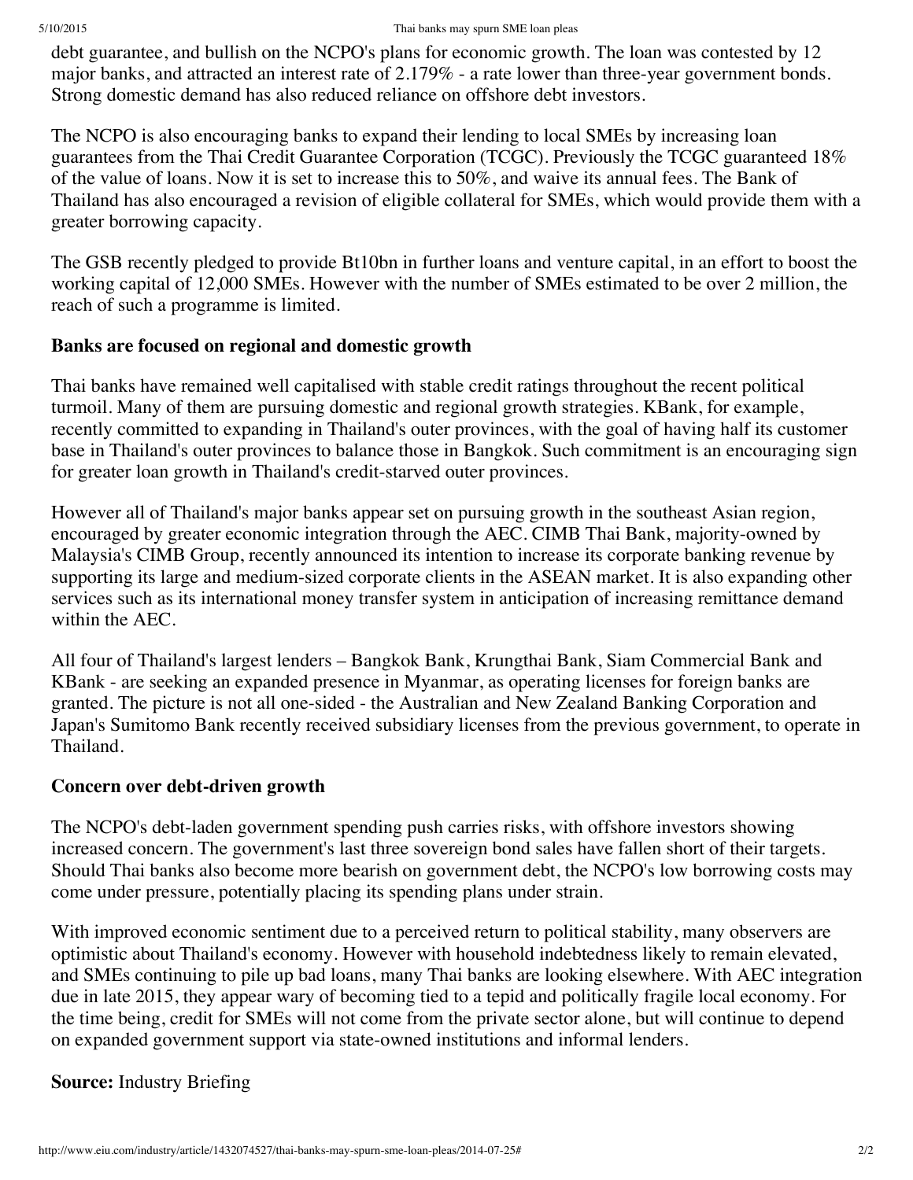debt guarantee, and bullish on the NCPO's plans for economic growth. The loan was contested by 12 major banks, and attracted an interest rate of 2.179% - a rate lower than three-year government bonds. Strong domestic demand has also reduced reliance on offshore debt investors.

The NCPO is also encouraging banks to expand their lending to local SMEs by increasing loan guarantees from the Thai Credit Guarantee Corporation (TCGC). Previously the TCGC guaranteed 18% of the value of loans. Now it is set to increase this to 50%, and waive its annual fees. The Bank of Thailand has also encouraged a revision of eligible collateral for SMEs, which would provide them with a greater borrowing capacity.

The GSB recently pledged to provide Bt10bn in further loans and venture capital, in an effort to boost the working capital of 12,000 SMEs. However with the number of SMEs estimated to be over 2 million, the reach of such a programme is limited.

### Banks are focused on regional and domestic growth

Thai banks have remained well capitalised with stable credit ratings throughout the recent political turmoil. Many of them are pursuing domestic and regional growth strategies. KBank, for example, recently committed to expanding in Thailand's outer provinces, with the goal of having half its customer base in Thailand's outer provinces to balance those in Bangkok. Such commitment is an encouraging sign for greater loan growth in Thailand's credit-starved outer provinces.

However all of Thailand's major banks appear set on pursuing growth in the southeast Asian region, encouraged by greater economic integration through the AEC. CIMB Thai Bank, majority-owned by Malaysia's CIMB Group, recently announced its intention to increase its corporate banking revenue by supporting its large and medium-sized corporate clients in the ASEAN market. It is also expanding other services such as its international money transfer system in anticipation of increasing remittance demand within the AEC.

All four of Thailand's largest lenders – Bangkok Bank, Krungthai Bank, Siam Commercial Bank and KBank - are seeking an expanded presence in Myanmar, as operating licenses for foreign banks are granted. The picture is not all one-sided - the Australian and New Zealand Banking Corporation and Japan's Sumitomo Bank recently received subsidiary licenses from the previous government, to operate in Thailand.

### Concern over debt-driven growth

The NCPO's debt-laden government spending push carries risks, with offshore investors showing increased concern. The government's last three sovereign bond sales have fallen short of their targets. Should Thai banks also become more bearish on government debt, the NCPO's low borrowing costs may come under pressure, potentially placing its spending plans under strain.

With improved economic sentiment due to a perceived return to political stability, many observers are optimistic about Thailand's economy. However with household indebtedness likely to remain elevated, and SMEs continuing to pile up bad loans, many Thai banks are looking elsewhere. With AEC integration due in late 2015, they appear wary of becoming tied to a tepid and politically fragile local economy. For the time being, credit for SMEs will not come from the private sector alone, but will continue to depend on expanded government support via state-owned institutions and informal lenders.

**Source:** Industry Briefing